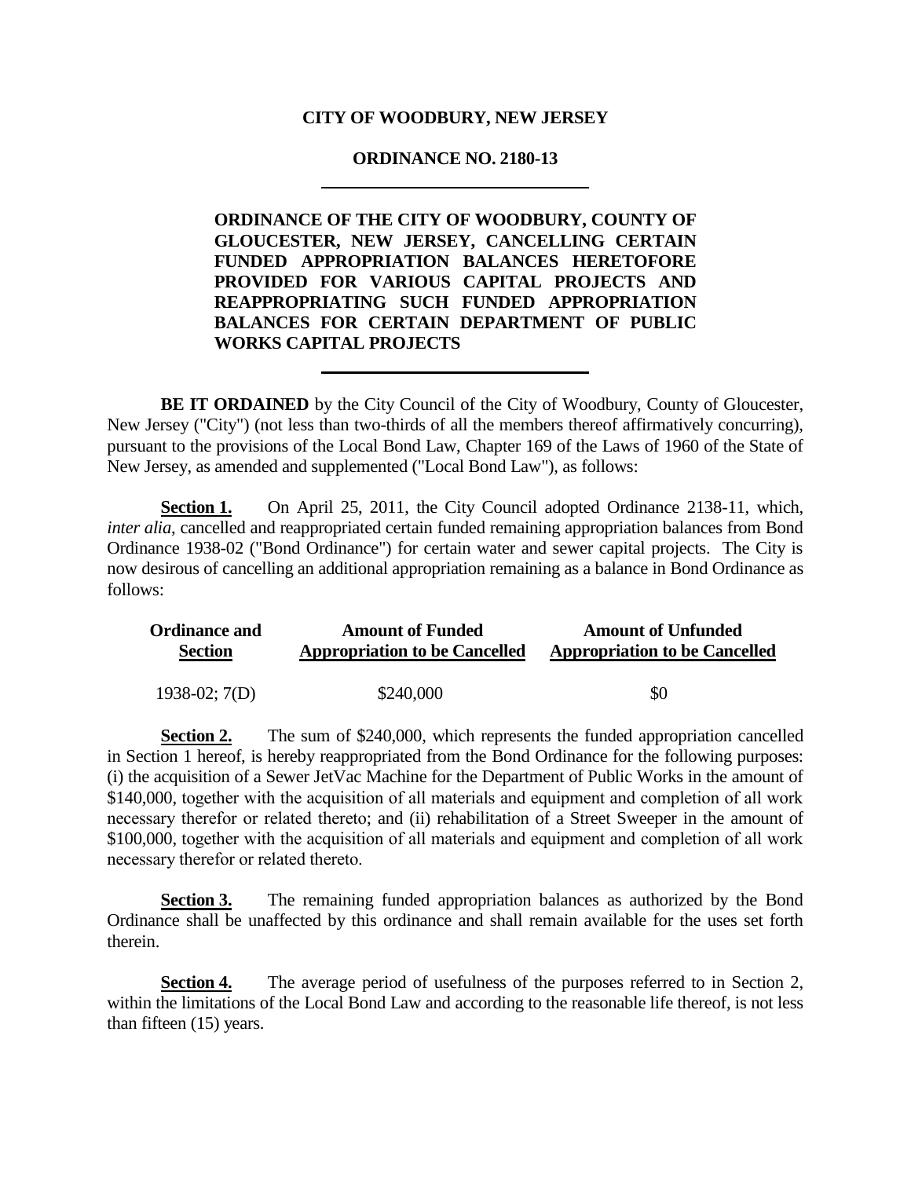**CITY OF WOODBURY, NEW JERSEY**

**ORDINANCE NO. 2180-13**

---

**ORDINANCE OF THE CITY OF WOODBURY, COUNTY OF GLOUCESTER, NEW JERSEY, CANCELLING CERTAIN FUNDED APPROPRIATION BALANCES HERETOFORE PROVIDED FOR VARIOUS CAPITAL PROJECTS AND REAPPROPRIATING SUCH FUNDED APPROPRIATION BALANCES FOR CERTAIN DEPARTMENT OF PUBLIC WORKS CAPITAL PROJECTS**

---

**BE IT ORDAINED** by the City Council of the City of Woodbury, County of Gloucester, New Jersey ("City") (not less than two-thirds of all the members thereof affirmatively concurring), pursuant to the provisions of the Local Bond Law, Chapter 169 of the Laws of 1960 of the State of New Jersey, as amended and supplemented ("Local Bond Law"), as follows:

**Section 1.** On April 25, 2011, the City Council adopted Ordinance 2138-11, which, *inter alia*, cancelled and reappropriated certain funded remaining appropriation balances from Bond Ordinance 1938-02 ("Bond Ordinance") for certain water and sewer capital projects. The City is now desirous of cancelling an additional appropriation remaining as a balance in Bond Ordinance as follows:

| Ordinance and Section | Amount of Funded Appropriation to be Cancelled | Amount of Unfunded Appropriation to be Cancelled |
|---|---|---|
| 1938-02; 7(D) | $240,000 | $0 |

**Section 2.** The sum of $240,000, which represents the funded appropriation cancelled in Section 1 hereof, is hereby reappropriated from the Bond Ordinance for the following purposes: (i) the acquisition of a Sewer JetVac Machine for the Department of Public Works in the amount of $140,000, together with the acquisition of all materials and equipment and completion of all work necessary therefor or related thereto; and (ii) rehabilitation of a Street Sweeper in the amount of $100,000, together with the acquisition of all materials and equipment and completion of all work necessary therefor or related thereto.

**Section 3.** The remaining funded appropriation balances as authorized by the Bond Ordinance shall be unaffected by this ordinance and shall remain available for the uses set forth therein.

**Section 4.** The average period of usefulness of the purposes referred to in Section 2, within the limitations of the Local Bond Law and according to the reasonable life thereof, is not less than fifteen (15) years.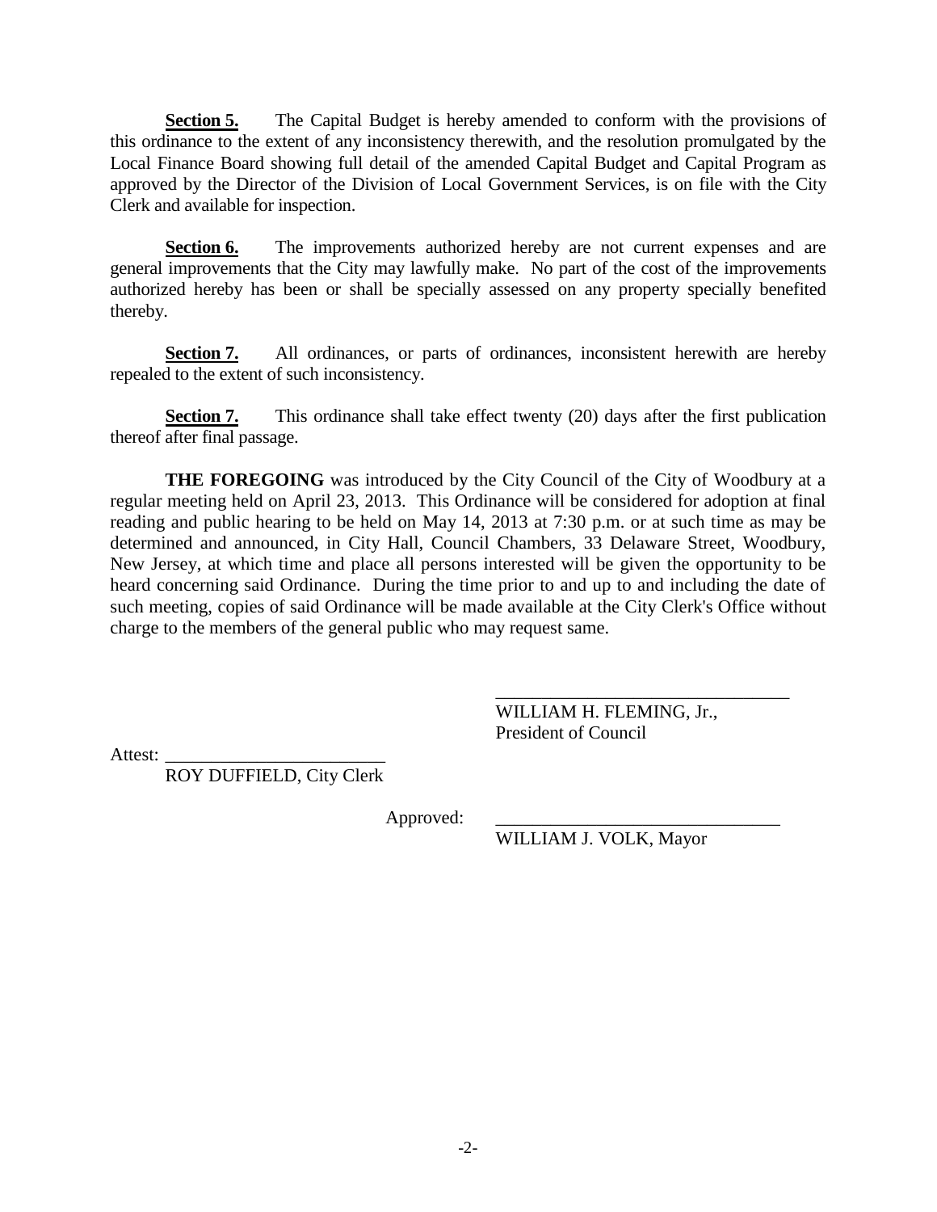**Section 5.** The Capital Budget is hereby amended to conform with the provisions of this ordinance to the extent of any inconsistency therewith, and the resolution promulgated by the Local Finance Board showing full detail of the amended Capital Budget and Capital Program as approved by the Director of the Division of Local Government Services, is on file with the City Clerk and available for inspection.

**Section 6.** The improvements authorized hereby are not current expenses and are general improvements that the City may lawfully make. No part of the cost of the improvements authorized hereby has been or shall be specially assessed on any property specially benefited thereby.

**Section 7.** All ordinances, or parts of ordinances, inconsistent herewith are hereby repealed to the extent of such inconsistency.

**Section 7.** This ordinance shall take effect twenty (20) days after the first publication thereof after final passage.

**THE FOREGOING** was introduced by the City Council of the City of Woodbury at a regular meeting held on April 23, 2013. This Ordinance will be considered for adoption at final reading and public hearing to be held on May 14, 2013 at 7:30 p.m. or at such time as may be determined and announced, in City Hall, Council Chambers, 33 Delaware Street, Woodbury, New Jersey, at which time and place all persons interested will be given the opportunity to be heard concerning said Ordinance. During the time prior to and up to and including the date of such meeting, copies of said Ordinance will be made available at the City Clerk's Office without charge to the members of the general public who may request same.

_______________________________
WILLIAM H. FLEMING, Jr.,
President of Council

Attest: ________________________
ROY DUFFIELD, City Clerk

Approved: ______________________________
WILLIAM J. VOLK, Mayor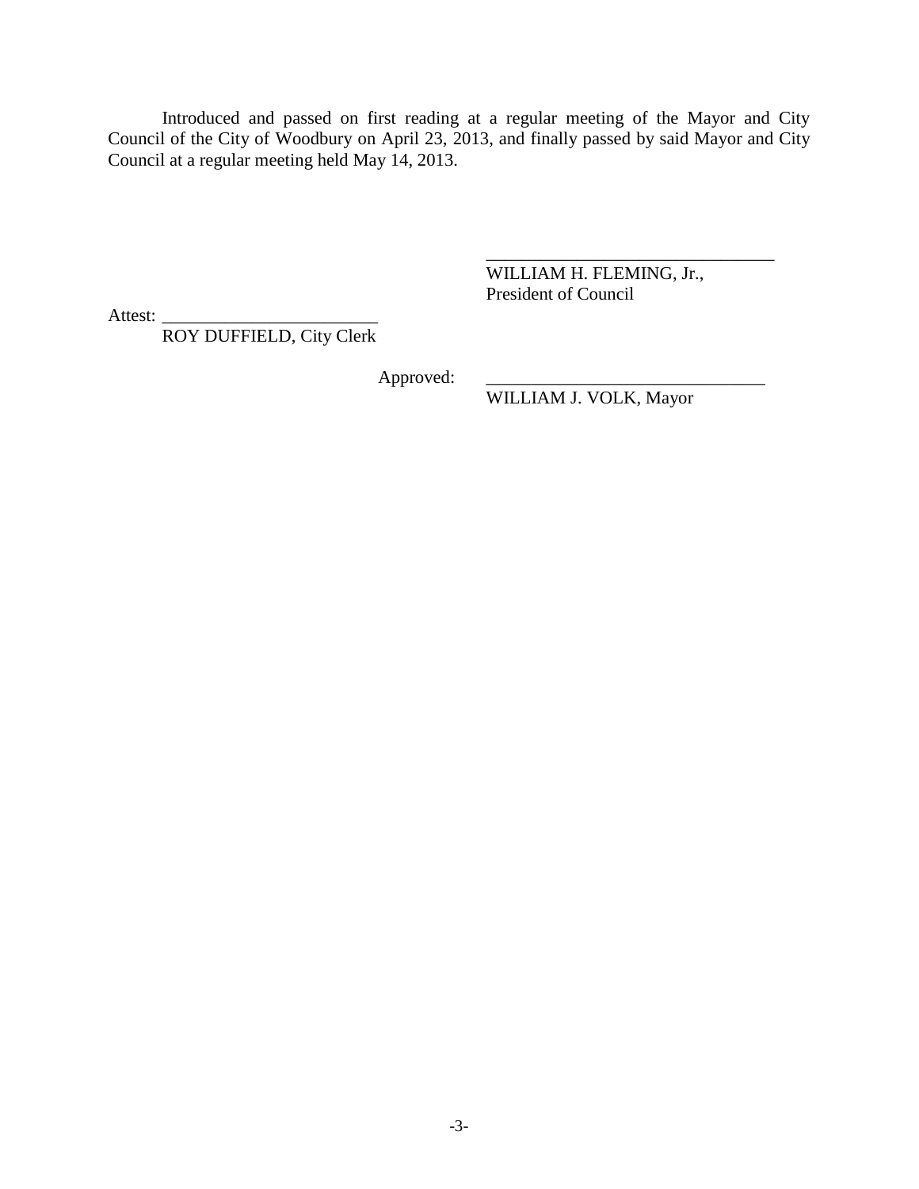Introduced and passed on first reading at a regular meeting of the Mayor and City Council of the City of Woodbury on April 23, 2013, and finally passed by said Mayor and City Council at a regular meeting held May 14, 2013.

_________________________________
WILLIAM H. FLEMING, Jr.,
President of Council

Attest: _________________________
ROY DUFFIELD, City Clerk

Approved: _______________________________
WILLIAM J. VOLK, Mayor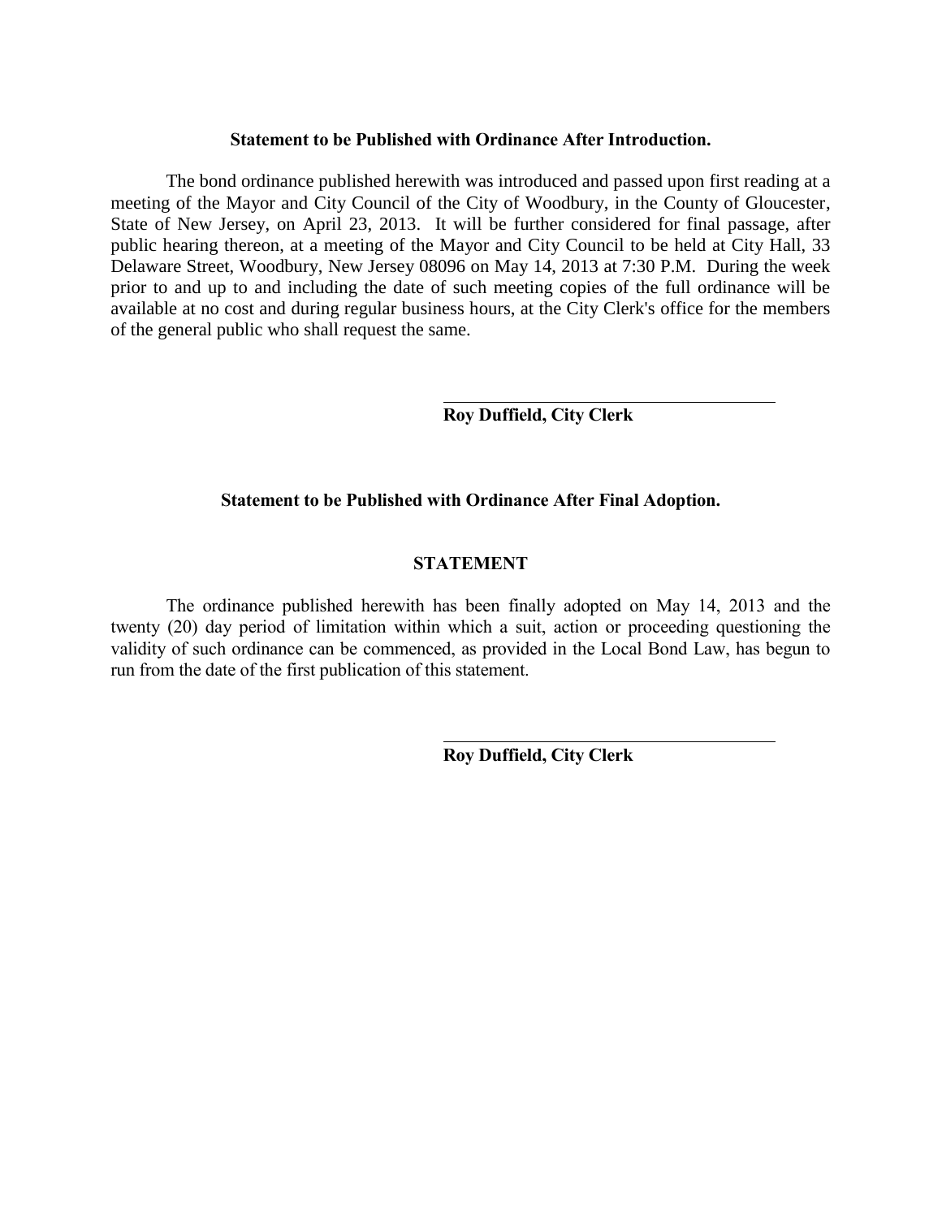**Statement to be Published with Ordinance After Introduction.**

The bond ordinance published herewith was introduced and passed upon first reading at a meeting of the Mayor and City Council of the City of Woodbury, in the County of Gloucester, State of New Jersey, on April 23, 2013. It will be further considered for final passage, after public hearing thereon, at a meeting of the Mayor and City Council to be held at City Hall, 33 Delaware Street, Woodbury, New Jersey 08096 on May 14, 2013 at 7:30 P.M. During the week prior to and up to and including the date of such meeting copies of the full ordinance will be available at no cost and during regular business hours, at the City Clerk's office for the members of the general public who shall request the same.

\_\_\_\_\_\_\_\_\_\_\_\_\_\_\_\_\_\_\_\_\_\_\_\_\_\_\_\_\_\_\_\_\_\_\_\_\_\_

**Roy Duffield, City Clerk**

**Statement to be Published with Ordinance After Final Adoption.**

**STATEMENT**

The ordinance published herewith has been finally adopted on May 14, 2013 and the twenty (20) day period of limitation within which a suit, action or proceeding questioning the validity of such ordinance can be commenced, as provided in the Local Bond Law, has begun to run from the date of the first publication of this statement.

\_\_\_\_\_\_\_\_\_\_\_\_\_\_\_\_\_\_\_\_\_\_\_\_\_\_\_\_\_\_\_\_\_\_\_\_\_\_

**Roy Duffield, City Clerk**